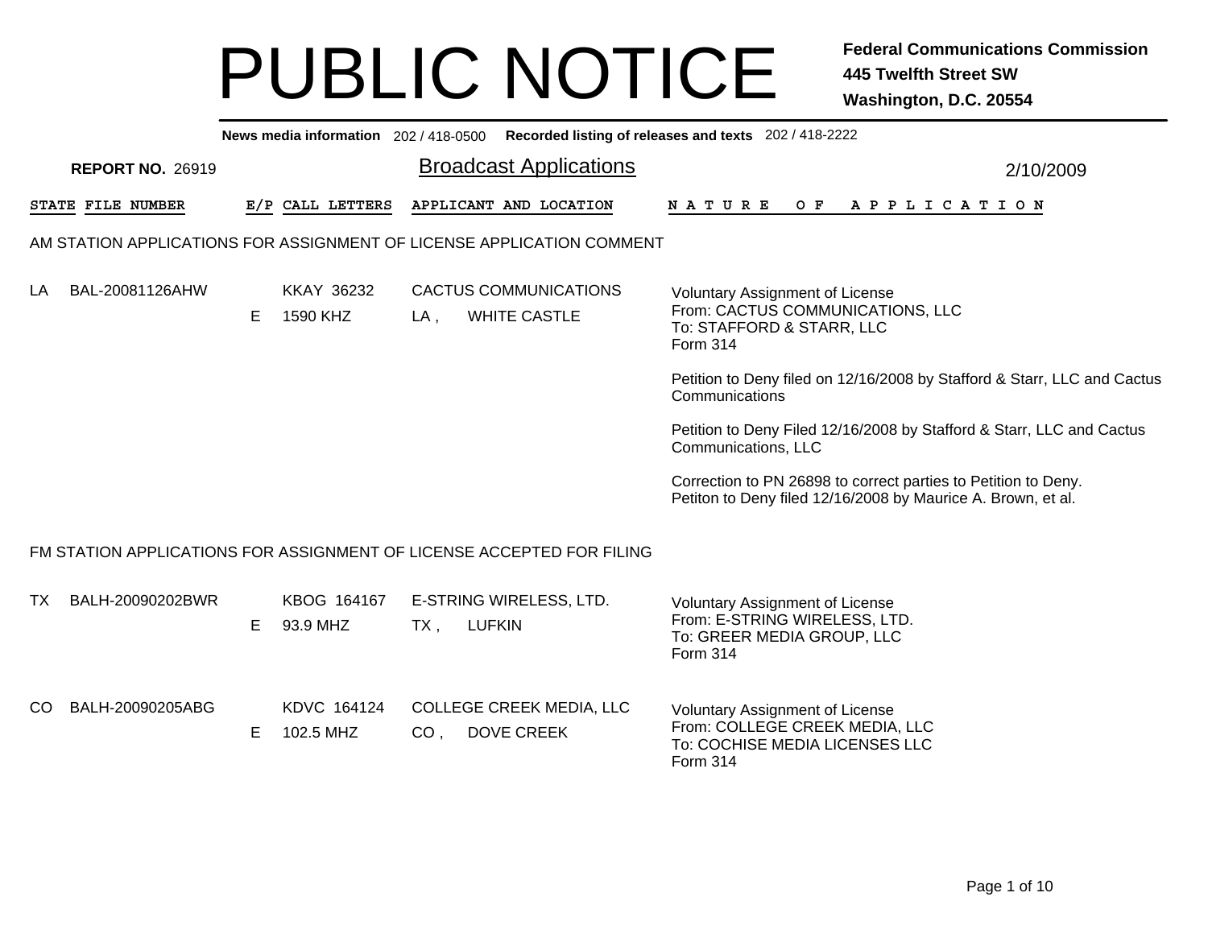# PUBLIC NOTICE

**Federal Communications Commission**
**445 Twelfth Street SW**
**Washington, D.C. 20554**

**News media information** 202 / 418-0500 **Recorded listing of releases and texts** 202 / 418-2222

**REPORT NO.** 26919

## Broadcast Applications

2/10/2009

| STATE | FILE NUMBER | E/P | CALL LETTERS | APPLICANT AND LOCATION | NATURE OF APPLICATION |
|---|---|---|---|---|---|

### AM STATION APPLICATIONS FOR ASSIGNMENT OF LICENSE APPLICATION COMMENT

| STATE | FILE NUMBER | E/P | CALL LETTERS | APPLICANT AND LOCATION | NATURE OF APPLICATION |
|---|---|---|---|---|---|
| LA | BAL-20081126AHW | E | KKAY 36232<br>1590 KHZ | CACTUS COMMUNICATIONS<br>LA , WHITE CASTLE | Voluntary Assignment of License<br>From: CACTUS COMMUNICATIONS, LLC<br>To: STAFFORD & STARR, LLC<br>Form 314<br><br>Petition to Deny filed on 12/16/2008 by Stafford & Starr, LLC and Cactus Communications<br><br>Petition to Deny Filed 12/16/2008 by Stafford & Starr, LLC and Cactus Communications, LLC<br><br>Correction to PN 26898 to correct parties to Petition to Deny.<br>Petiton to Deny filed 12/16/2008 by Maurice A. Brown, et al. |

### FM STATION APPLICATIONS FOR ASSIGNMENT OF LICENSE ACCEPTED FOR FILING

| STATE | FILE NUMBER | E/P | CALL LETTERS | APPLICANT AND LOCATION | NATURE OF APPLICATION |
|---|---|---|---|---|---|
| TX | BALH-20090202BWR | E | KBOG 164167<br>93.9 MHZ | E-STRING WIRELESS, LTD.<br>TX , LUFKIN | Voluntary Assignment of License<br>From: E-STRING WIRELESS, LTD.<br>To: GREER MEDIA GROUP, LLC<br>Form 314 |
| CO | BALH-20090205ABG | E | KDVC 164124<br>102.5 MHZ | COLLEGE CREEK MEDIA, LLC<br>CO , DOVE CREEK | Voluntary Assignment of License<br>From: COLLEGE CREEK MEDIA, LLC<br>To: COCHISE MEDIA LICENSES LLC<br>Form 314 |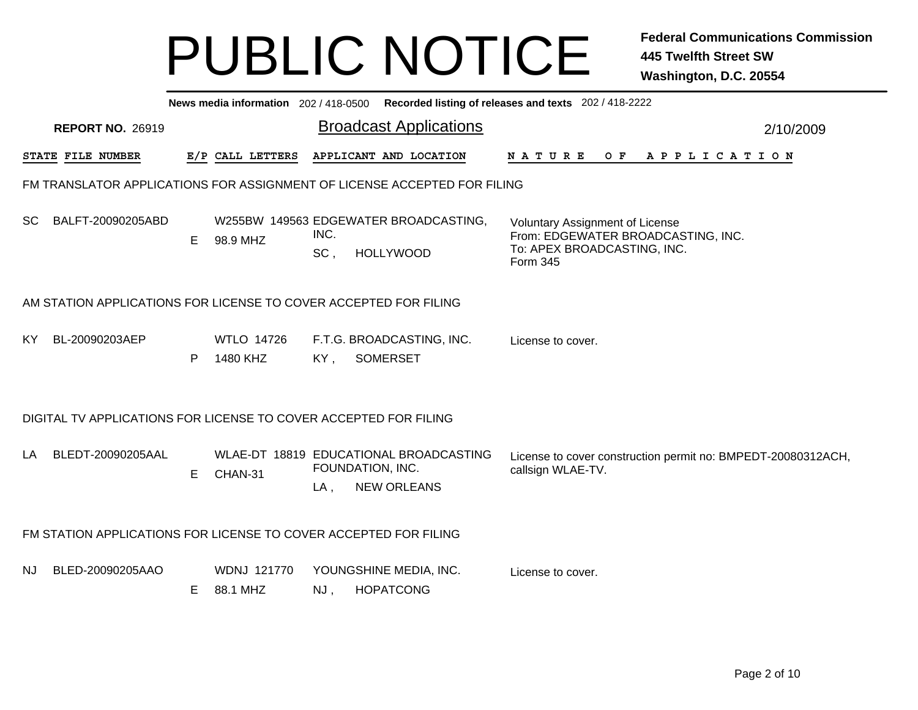# PUBLIC NOTICE

**Federal Communications Commission**
**445 Twelfth Street SW**
**Washington, D.C. 20554**

**News media information** 202 / 418-0500 **Recorded listing of releases and texts** 202 / 418-2222

**REPORT NO.** 26919

## Broadcast Applications

2/10/2009

### FM TRANSLATOR APPLICATIONS FOR ASSIGNMENT OF LICENSE ACCEPTED FOR FILING

| STATE | FILE NUMBER | E/P | CALL LETTERS | APPLICANT AND LOCATION | NATURE OF APPLICATION |
|---|---|---|---|---|---|
| SC | BALFT-20090205ABD | E | W255BW 149563<br>98.9 MHZ | EDGEWATER BROADCASTING, INC.<br>SC , HOLLYWOOD | Voluntary Assignment of License<br>From: EDGEWATER BROADCASTING, INC.<br>To: APEX BROADCASTING, INC.<br>Form 345 |

### AM STATION APPLICATIONS FOR LICENSE TO COVER ACCEPTED FOR FILING

| STATE | FILE NUMBER | E/P | CALL LETTERS | APPLICANT AND LOCATION | NATURE OF APPLICATION |
|---|---|---|---|---|---|
| KY | BL-20090203AEP | P | WTLO 14726<br>1480 KHZ | F.T.G. BROADCASTING, INC.<br>KY , SOMERSET | License to cover. |

### DIGITAL TV APPLICATIONS FOR LICENSE TO COVER ACCEPTED FOR FILING

| STATE | FILE NUMBER | E/P | CALL LETTERS | APPLICANT AND LOCATION | NATURE OF APPLICATION |
|---|---|---|---|---|---|
| LA | BLEDT-20090205AAL | E | WLAE-DT 18819<br>CHAN-31 | EDUCATIONAL BROADCASTING FOUNDATION, INC.<br>LA , NEW ORLEANS | License to cover construction permit no: BMPEDT-20080312ACH, callsign WLAE-TV. |

### FM STATION APPLICATIONS FOR LICENSE TO COVER ACCEPTED FOR FILING

| STATE | FILE NUMBER | E/P | CALL LETTERS | APPLICANT AND LOCATION | NATURE OF APPLICATION |
|---|---|---|---|---|---|
| NJ | BLED-20090205AAO | E | WDNJ 121770<br>88.1 MHZ | YOUNGSHINE MEDIA, INC.<br>NJ , HOPATCONG | License to cover. |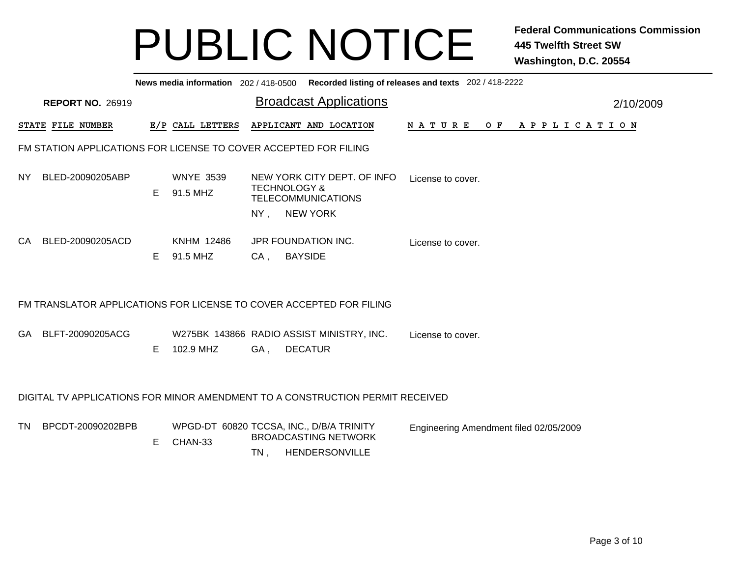# PUBLIC NOTICE

**Federal Communications Commission**
**445 Twelfth Street SW**
**Washington, D.C. 20554**

**News media information** 202 / 418-0500 **Recorded listing of releases and texts** 202 / 418-2222

**REPORT NO.** 26919

## Broadcast Applications

2/10/2009

| STATE | FILE NUMBER | E/P | CALL LETTERS | APPLICANT AND LOCATION | NATURE OF APPLICATION |
|---|---|---|---|---|---|

### FM STATION APPLICATIONS FOR LICENSE TO COVER ACCEPTED FOR FILING

| STATE | FILE NUMBER | E/P | CALL LETTERS | APPLICANT AND LOCATION | NATURE OF APPLICATION |
|---|---|---|---|---|---|
| NY | BLED-20090205ABP | E | WNYE 3539<br>91.5 MHZ | NEW YORK CITY DEPT. OF INFO TECHNOLOGY & TELECOMMUNICATIONS<br>NY , NEW YORK | License to cover. |
| CA | BLED-20090205ACD | E | KNHM 12486<br>91.5 MHZ | JPR FOUNDATION INC.<br>CA , BAYSIDE | License to cover. |

### FM TRANSLATOR APPLICATIONS FOR LICENSE TO COVER ACCEPTED FOR FILING

| STATE | FILE NUMBER | E/P | CALL LETTERS | APPLICANT AND LOCATION | NATURE OF APPLICATION |
|---|---|---|---|---|---|
| GA | BLFT-20090205ACG | E | W275BK 143866<br>102.9 MHZ | RADIO ASSIST MINISTRY, INC.<br>GA , DECATUR | License to cover. |

### DIGITAL TV APPLICATIONS FOR MINOR AMENDMENT TO A CONSTRUCTION PERMIT RECEIVED

| STATE | FILE NUMBER | E/P | CALL LETTERS | APPLICANT AND LOCATION | NATURE OF APPLICATION |
|---|---|---|---|---|---|
| TN | BPCDT-20090202BPB | E | WPGD-DT 60820<br>CHAN-33 | TCCSA, INC., D/B/A TRINITY BROADCASTING NETWORK<br>TN , HENDERSONVILLE | Engineering Amendment filed 02/05/2009 |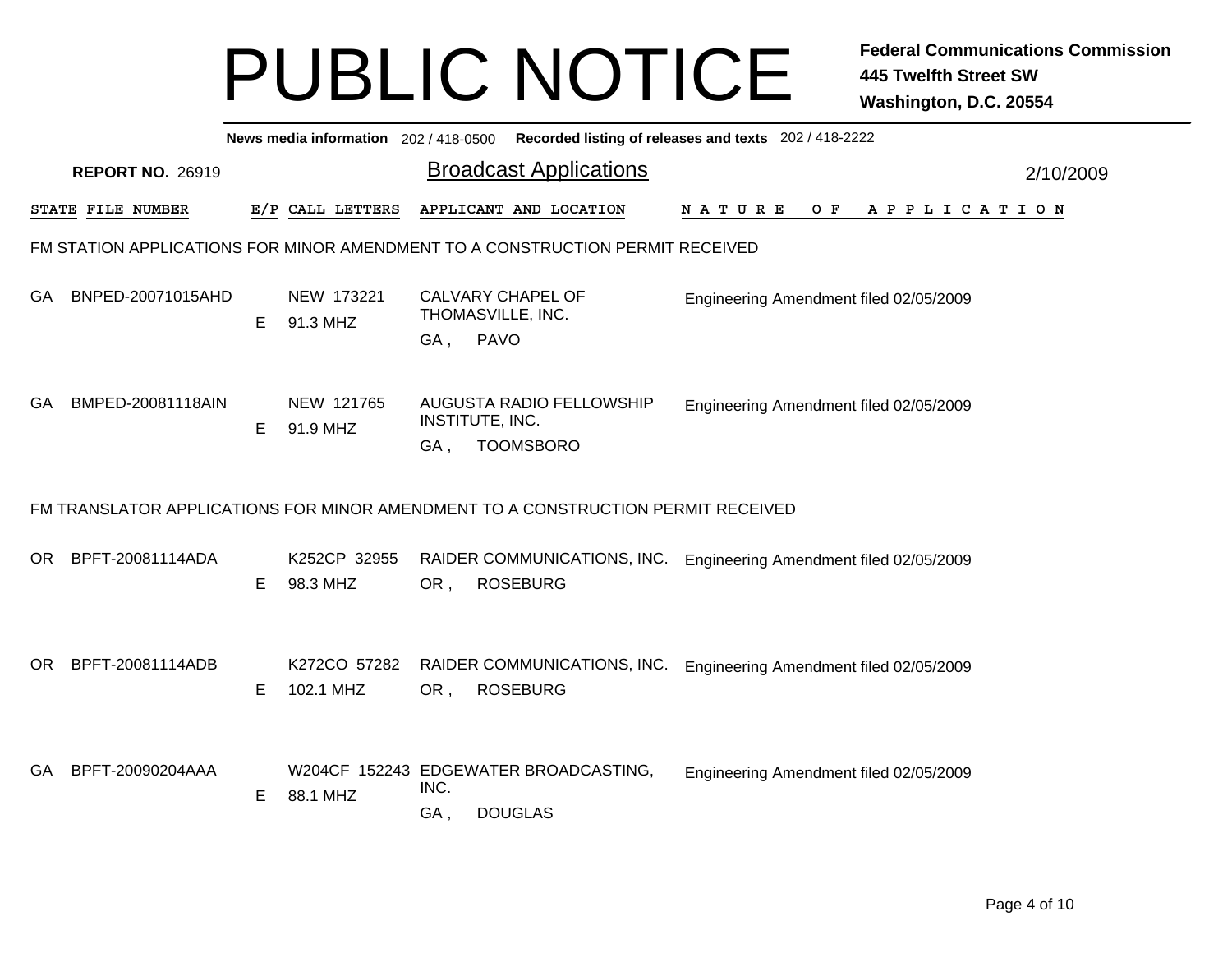# PUBLIC NOTICE

**Federal Communications Commission**
**445 Twelfth Street SW**
**Washington, D.C. 20554**

**News media information** 202 / 418-0500 **Recorded listing of releases and texts** 202 / 418-2222

**REPORT NO.** 26919

## Broadcast Applications

2/10/2009

### FM STATION APPLICATIONS FOR MINOR AMENDMENT TO A CONSTRUCTION PERMIT RECEIVED

| STATE | FILE NUMBER | E/P | CALL LETTERS | APPLICANT AND LOCATION | NATURE OF APPLICATION |
|---|---|---|---|---|---|
| GA | BNPED-20071015AHD | E | NEW 173221<br>91.3 MHZ | CALVARY CHAPEL OF THOMASVILLE, INC.<br>GA , PAVO | Engineering Amendment filed 02/05/2009 |
| GA | BMPED-20081118AIN | E | NEW 121765<br>91.9 MHZ | AUGUSTA RADIO FELLOWSHIP INSTITUTE, INC.<br>GA , TOOMSBORO | Engineering Amendment filed 02/05/2009 |

### FM TRANSLATOR APPLICATIONS FOR MINOR AMENDMENT TO A CONSTRUCTION PERMIT RECEIVED

| STATE | FILE NUMBER | E/P | CALL LETTERS | APPLICANT AND LOCATION | NATURE OF APPLICATION |
|---|---|---|---|---|---|
| OR | BPFT-20081114ADA | E | K252CP 32955<br>98.3 MHZ | RAIDER COMMUNICATIONS, INC.<br>OR , ROSEBURG | Engineering Amendment filed 02/05/2009 |
| OR | BPFT-20081114ADB | E | K272CO 57282<br>102.1 MHZ | RAIDER COMMUNICATIONS, INC.<br>OR , ROSEBURG | Engineering Amendment filed 02/05/2009 |
| GA | BPFT-20090204AAA | E | W204CF 152243<br>88.1 MHZ | EDGEWATER BROADCASTING, INC.<br>GA , DOUGLAS | Engineering Amendment filed 02/05/2009 |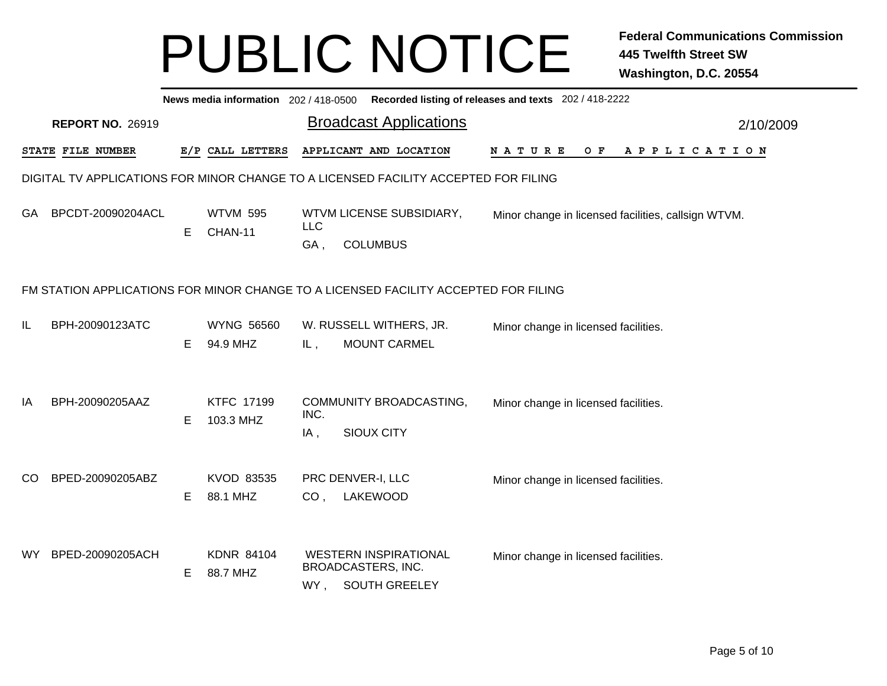# PUBLIC NOTICE

**Federal Communications Commission**
**445 Twelfth Street SW**
**Washington, D.C. 20554**

**News media information** 202 / 418-0500 **Recorded listing of releases and texts** 202 / 418-2222

**REPORT NO.** 26919

## Broadcast Applications

2/10/2009

### DIGITAL TV APPLICATIONS FOR MINOR CHANGE TO A LICENSED FACILITY ACCEPTED FOR FILING

| STATE | FILE NUMBER | E/P | CALL LETTERS | APPLICANT AND LOCATION | NATURE OF APPLICATION |
|---|---|---|---|---|---|
| GA | BPCDT-20090204ACL | E | WTVM 595 CHAN-11 | WTVM LICENSE SUBSIDIARY, LLC GA , COLUMBUS | Minor change in licensed facilities, callsign WTVM. |

### FM STATION APPLICATIONS FOR MINOR CHANGE TO A LICENSED FACILITY ACCEPTED FOR FILING

| STATE | FILE NUMBER | E/P | CALL LETTERS | APPLICANT AND LOCATION | NATURE OF APPLICATION |
|---|---|---|---|---|---|
| IL | BPH-20090123ATC | E | WYNG 56560 94.9 MHZ | W. RUSSELL WITHERS, JR. IL , MOUNT CARMEL | Minor change in licensed facilities. |
| IA | BPH-20090205AAZ | E | KTFC 17199 103.3 MHZ | COMMUNITY BROADCASTING, INC. IA , SIOUX CITY | Minor change in licensed facilities. |
| CO | BPED-20090205ABZ | E | KVOD 83535 88.1 MHZ | PRC DENVER-I, LLC CO , LAKEWOOD | Minor change in licensed facilities. |
| WY | BPED-20090205ACH | E | KDNR 84104 88.7 MHZ | WESTERN INSPIRATIONAL BROADCASTERS, INC. WY , SOUTH GREELEY | Minor change in licensed facilities. |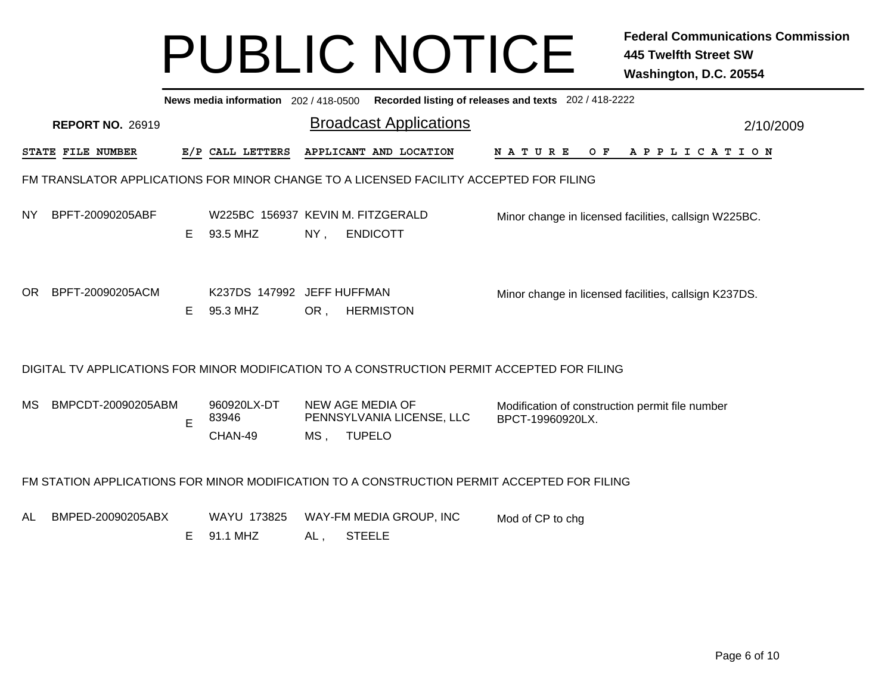# PUBLIC NOTICE

**Federal Communications Commission**
**445 Twelfth Street SW**
**Washington, D.C. 20554**

**News media information** 202 / 418-0500 **Recorded listing of releases and texts** 202 / 418-2222

**REPORT NO.** 26919

## Broadcast Applications

2/10/2009

| STATE | FILE NUMBER | E/P | CALL LETTERS | APPLICANT AND LOCATION | NATURE OF APPLICATION |
|---|---|---|---|---|---|

### FM TRANSLATOR APPLICATIONS FOR MINOR CHANGE TO A LICENSED FACILITY ACCEPTED FOR FILING

| STATE | FILE NUMBER | E/P | CALL LETTERS | APPLICANT AND LOCATION | NATURE OF APPLICATION |
|---|---|---|---|---|---|
| NY | BPFT-20090205ABF | E | W225BC 156937<br>93.5 MHZ | KEVIN M. FITZGERALD<br>NY , ENDICOTT | Minor change in licensed facilities, callsign W225BC. |
| OR | BPFT-20090205ACM | E | K237DS 147992<br>95.3 MHZ | JEFF HUFFMAN<br>OR , HERMISTON | Minor change in licensed facilities, callsign K237DS. |

### DIGITAL TV APPLICATIONS FOR MINOR MODIFICATION TO A CONSTRUCTION PERMIT ACCEPTED FOR FILING

| STATE | FILE NUMBER | E/P | CALL LETTERS | APPLICANT AND LOCATION | NATURE OF APPLICATION |
|---|---|---|---|---|---|
| MS | BMPCDT-20090205ABM | E | 960920LX-DT 83946<br>CHAN-49 | NEW AGE MEDIA OF PENNSYLVANIA LICENSE, LLC<br>MS , TUPELO | Modification of construction permit file number BPCT-19960920LX. |

### FM STATION APPLICATIONS FOR MINOR MODIFICATION TO A CONSTRUCTION PERMIT ACCEPTED FOR FILING

| STATE | FILE NUMBER | E/P | CALL LETTERS | APPLICANT AND LOCATION | NATURE OF APPLICATION |
|---|---|---|---|---|---|
| AL | BMPED-20090205ABX | E | WAYU 173825<br>91.1 MHZ | WAY-FM MEDIA GROUP, INC<br>AL , STEELE | Mod of CP to chg |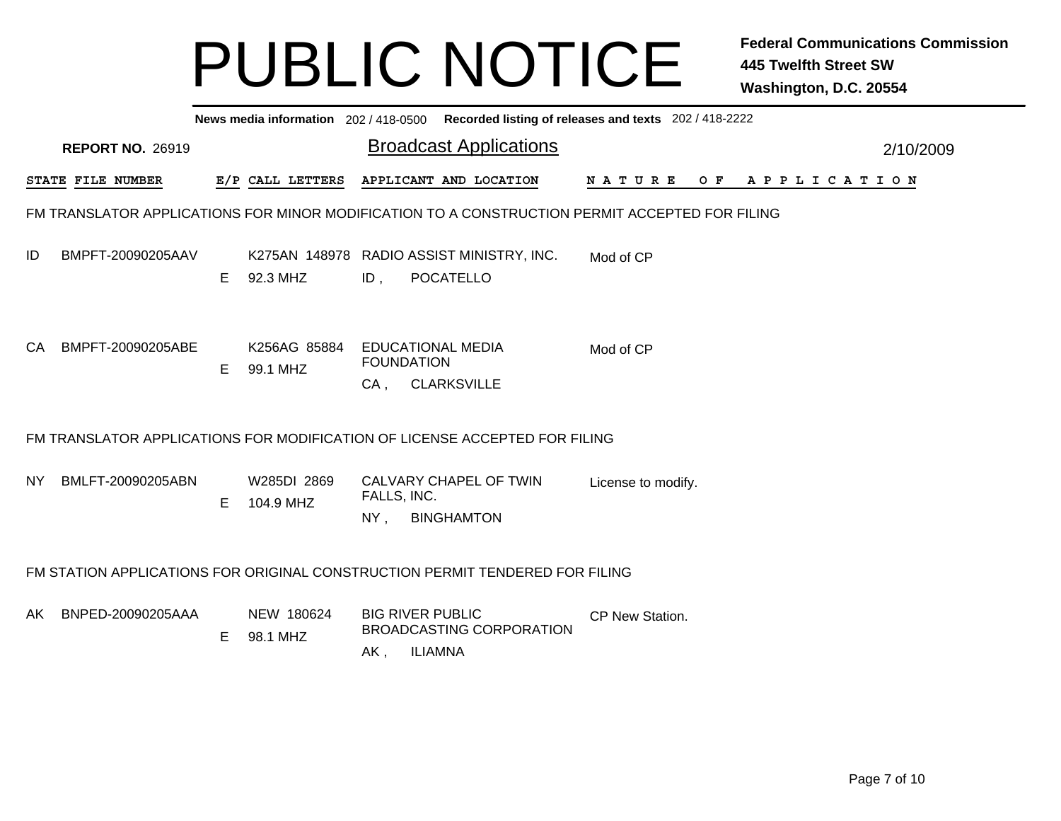# PUBLIC NOTICE

**Federal Communications Commission**
**445 Twelfth Street SW**
**Washington, D.C. 20554**

**News media information** 202 / 418-0500 **Recorded listing of releases and texts** 202 / 418-2222

**REPORT NO.** 26919

## Broadcast Applications

2/10/2009

### FM TRANSLATOR APPLICATIONS FOR MINOR MODIFICATION TO A CONSTRUCTION PERMIT ACCEPTED FOR FILING

| STATE | FILE NUMBER | E/P | CALL LETTERS | APPLICANT AND LOCATION | NATURE OF APPLICATION |
|---|---|---|---|---|---|
| ID | BMPFT-20090205AAV | E | K275AN 148978 92.3 MHZ | RADIO ASSIST MINISTRY, INC. ID , POCATELLO | Mod of CP |
| CA | BMPFT-20090205ABE | E | K256AG 85884 99.1 MHZ | EDUCATIONAL MEDIA FOUNDATION CA , CLARKSVILLE | Mod of CP |

### FM TRANSLATOR APPLICATIONS FOR MODIFICATION OF LICENSE ACCEPTED FOR FILING

| STATE | FILE NUMBER | E/P | CALL LETTERS | APPLICANT AND LOCATION | NATURE OF APPLICATION |
|---|---|---|---|---|---|
| NY | BMLFT-20090205ABN | E | W285DI 2869 104.9 MHZ | CALVARY CHAPEL OF TWIN FALLS, INC. NY , BINGHAMTON | License to modify. |

### FM STATION APPLICATIONS FOR ORIGINAL CONSTRUCTION PERMIT TENDERED FOR FILING

| STATE | FILE NUMBER | E/P | CALL LETTERS | APPLICANT AND LOCATION | NATURE OF APPLICATION |
|---|---|---|---|---|---|
| AK | BNPED-20090205AAA | E | NEW 180624 98.1 MHZ | BIG RIVER PUBLIC BROADCASTING CORPORATION AK , ILIAMNA | CP New Station. |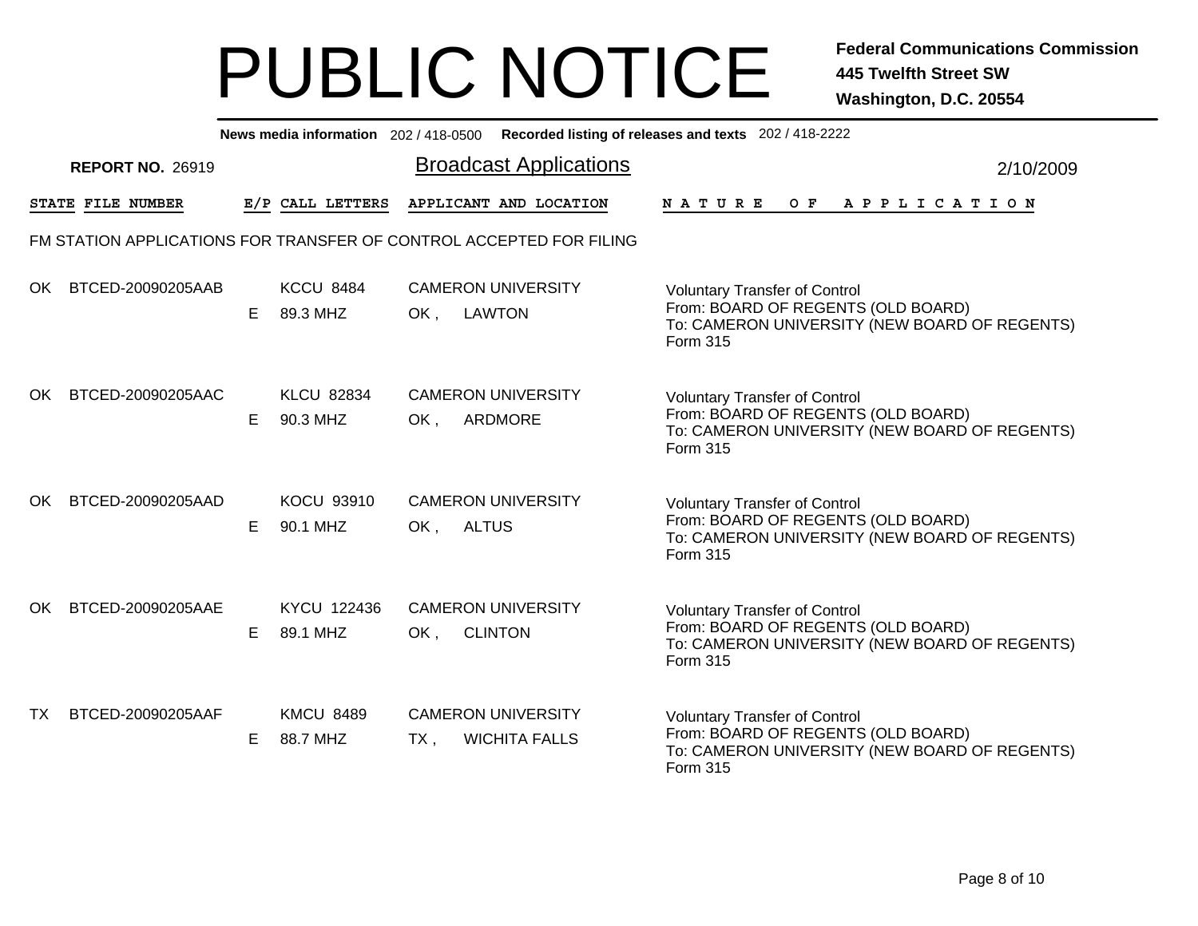# PUBLIC NOTICE

**Federal Communications Commission**
**445 Twelfth Street SW**
**Washington, D.C. 20554**

**News media information** 202 / 418-0500 **Recorded listing of releases and texts** 202 / 418-2222

**REPORT NO.** 26919

## Broadcast Applications

2/10/2009

FM STATION APPLICATIONS FOR TRANSFER OF CONTROL ACCEPTED FOR FILING

| STATE | FILE NUMBER | E/P | CALL LETTERS | APPLICANT AND LOCATION | NATURE OF APPLICATION |
|---|---|---|---|---|---|
| OK | BTCED-20090205AAB | E | KCCU 8484<br>89.3 MHZ | CAMERON UNIVERSITY<br>OK , LAWTON | Voluntary Transfer of Control<br>From: BOARD OF REGENTS (OLD BOARD)<br>To: CAMERON UNIVERSITY (NEW BOARD OF REGENTS)<br>Form 315 |
| OK | BTCED-20090205AAC | E | KLCU 82834<br>90.3 MHZ | CAMERON UNIVERSITY<br>OK , ARDMORE | Voluntary Transfer of Control<br>From: BOARD OF REGENTS (OLD BOARD)<br>To: CAMERON UNIVERSITY (NEW BOARD OF REGENTS)<br>Form 315 |
| OK | BTCED-20090205AAD | E | KOCU 93910<br>90.1 MHZ | CAMERON UNIVERSITY<br>OK , ALTUS | Voluntary Transfer of Control<br>From: BOARD OF REGENTS (OLD BOARD)<br>To: CAMERON UNIVERSITY (NEW BOARD OF REGENTS)<br>Form 315 |
| OK | BTCED-20090205AAE | E | KYCU 122436<br>89.1 MHZ | CAMERON UNIVERSITY<br>OK , CLINTON | Voluntary Transfer of Control<br>From: BOARD OF REGENTS (OLD BOARD)<br>To: CAMERON UNIVERSITY (NEW BOARD OF REGENTS)<br>Form 315 |
| TX | BTCED-20090205AAF | E | KMCU 8489<br>88.7 MHZ | CAMERON UNIVERSITY<br>TX , WICHITA FALLS | Voluntary Transfer of Control<br>From: BOARD OF REGENTS (OLD BOARD)<br>To: CAMERON UNIVERSITY (NEW BOARD OF REGENTS)<br>Form 315 |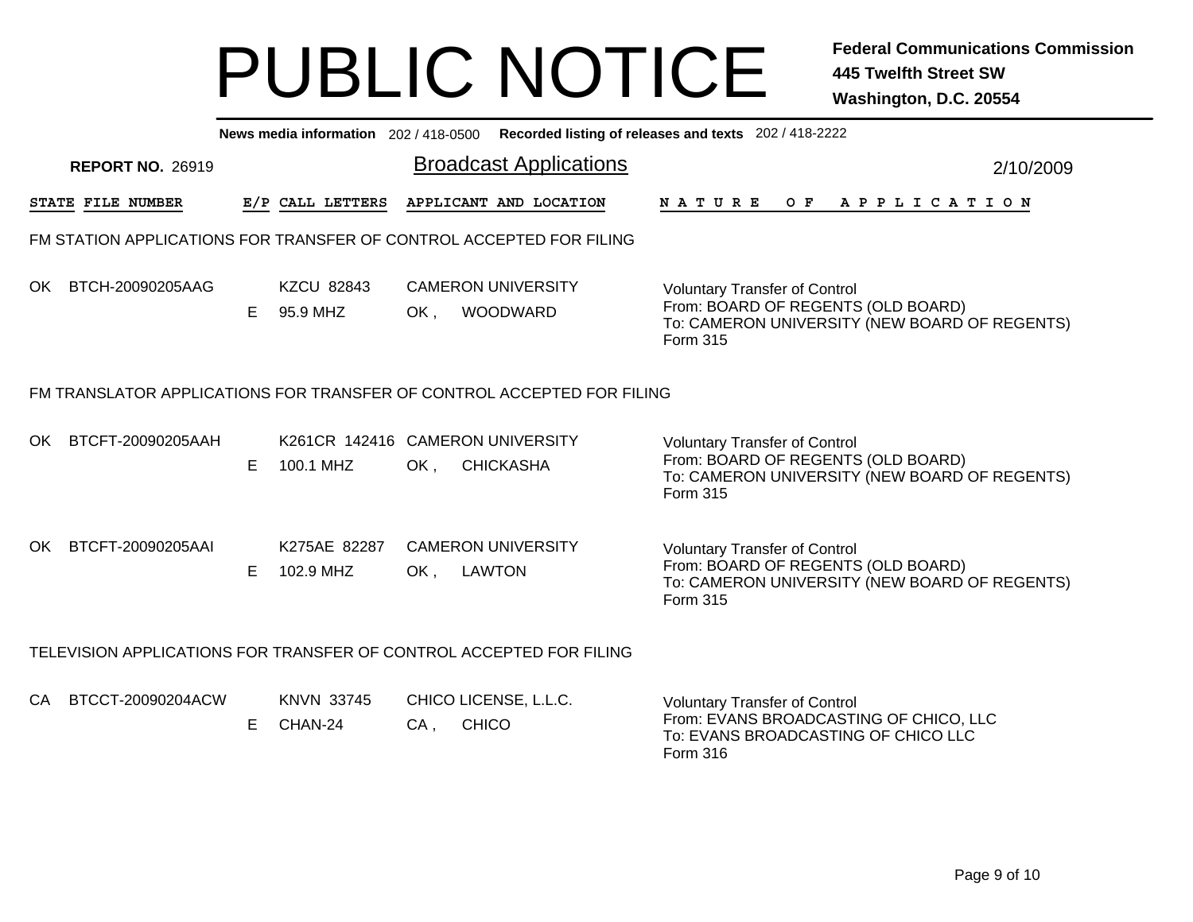# PUBLIC NOTICE

**Federal Communications Commission**
**445 Twelfth Street SW**
**Washington, D.C. 20554**

**News media information** 202 / 418-0500 **Recorded listing of releases and texts** 202 / 418-2222

**REPORT NO.** 26919

## Broadcast Applications

2/10/2009

| STATE | FILE NUMBER | E/P | CALL LETTERS | APPLICANT AND LOCATION | NATURE OF APPLICATION |
|---|---|---|---|---|---|

### FM STATION APPLICATIONS FOR TRANSFER OF CONTROL ACCEPTED FOR FILING

| STATE | FILE NUMBER | E/P | CALL LETTERS | APPLICANT AND LOCATION | NATURE OF APPLICATION |
|---|---|---|---|---|---|
| OK | BTCH-20090205AAG | E | KZCU 82843<br>95.9 MHZ | CAMERON UNIVERSITY<br>OK , WOODWARD | Voluntary Transfer of Control<br>From: BOARD OF REGENTS (OLD BOARD)<br>To: CAMERON UNIVERSITY (NEW BOARD OF REGENTS)<br>Form 315 |

### FM TRANSLATOR APPLICATIONS FOR TRANSFER OF CONTROL ACCEPTED FOR FILING

| STATE | FILE NUMBER | E/P | CALL LETTERS | APPLICANT AND LOCATION | NATURE OF APPLICATION |
|---|---|---|---|---|---|
| OK | BTCFT-20090205AAH | E | K261CR 142416<br>100.1 MHZ | CAMERON UNIVERSITY<br>OK , CHICKASHA | Voluntary Transfer of Control<br>From: BOARD OF REGENTS (OLD BOARD)<br>To: CAMERON UNIVERSITY (NEW BOARD OF REGENTS)<br>Form 315 |
| OK | BTCFT-20090205AAI | E | K275AE 82287<br>102.9 MHZ | CAMERON UNIVERSITY<br>OK , LAWTON | Voluntary Transfer of Control<br>From: BOARD OF REGENTS (OLD BOARD)<br>To: CAMERON UNIVERSITY (NEW BOARD OF REGENTS)<br>Form 315 |

### TELEVISION APPLICATIONS FOR TRANSFER OF CONTROL ACCEPTED FOR FILING

| STATE | FILE NUMBER | E/P | CALL LETTERS | APPLICANT AND LOCATION | NATURE OF APPLICATION |
|---|---|---|---|---|---|
| CA | BTCCT-20090204ACW | E | KNVN 33745<br>CHAN-24 | CHICO LICENSE, L.L.C.<br>CA , CHICO | Voluntary Transfer of Control<br>From: EVANS BROADCASTING OF CHICO, LLC<br>To: EVANS BROADCASTING OF CHICO LLC<br>Form 316 |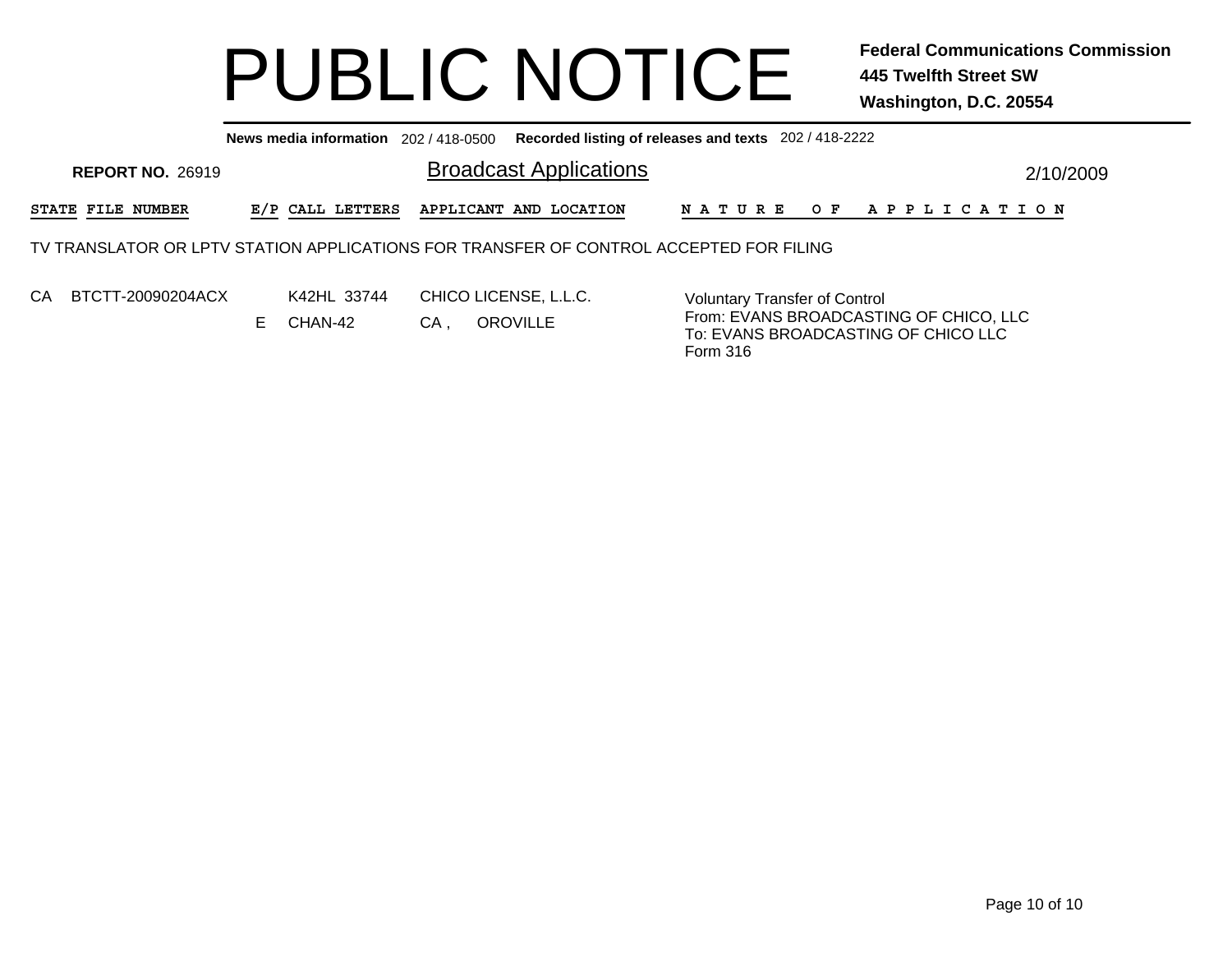# PUBLIC NOTICE

**Federal Communications Commission**
**445 Twelfth Street SW**
**Washington, D.C. 20554**

**News media information** 202 / 418-0500 **Recorded listing of releases and texts** 202 / 418-2222

**REPORT NO.** 26919

## Broadcast Applications

2/10/2009

| STATE | FILE NUMBER | E/P | CALL LETTERS | APPLICANT AND LOCATION | NATURE OF APPLICATION |
|---|---|---|---|---|---|

TV TRANSLATOR OR LPTV STATION APPLICATIONS FOR TRANSFER OF CONTROL ACCEPTED FOR FILING

| STATE | FILE NUMBER | E/P | CALL LETTERS | APPLICANT AND LOCATION | NATURE OF APPLICATION |
|---|---|---|---|---|---|
| CA | BTCTT-20090204ACX | E | K42HL 33744<br>CHAN-42 | CHICO LICENSE, L.L.C.<br>CA , OROVILLE | Voluntary Transfer of Control<br>From: EVANS BROADCASTING OF CHICO, LLC<br>To: EVANS BROADCASTING OF CHICO LLC<br>Form 316 |